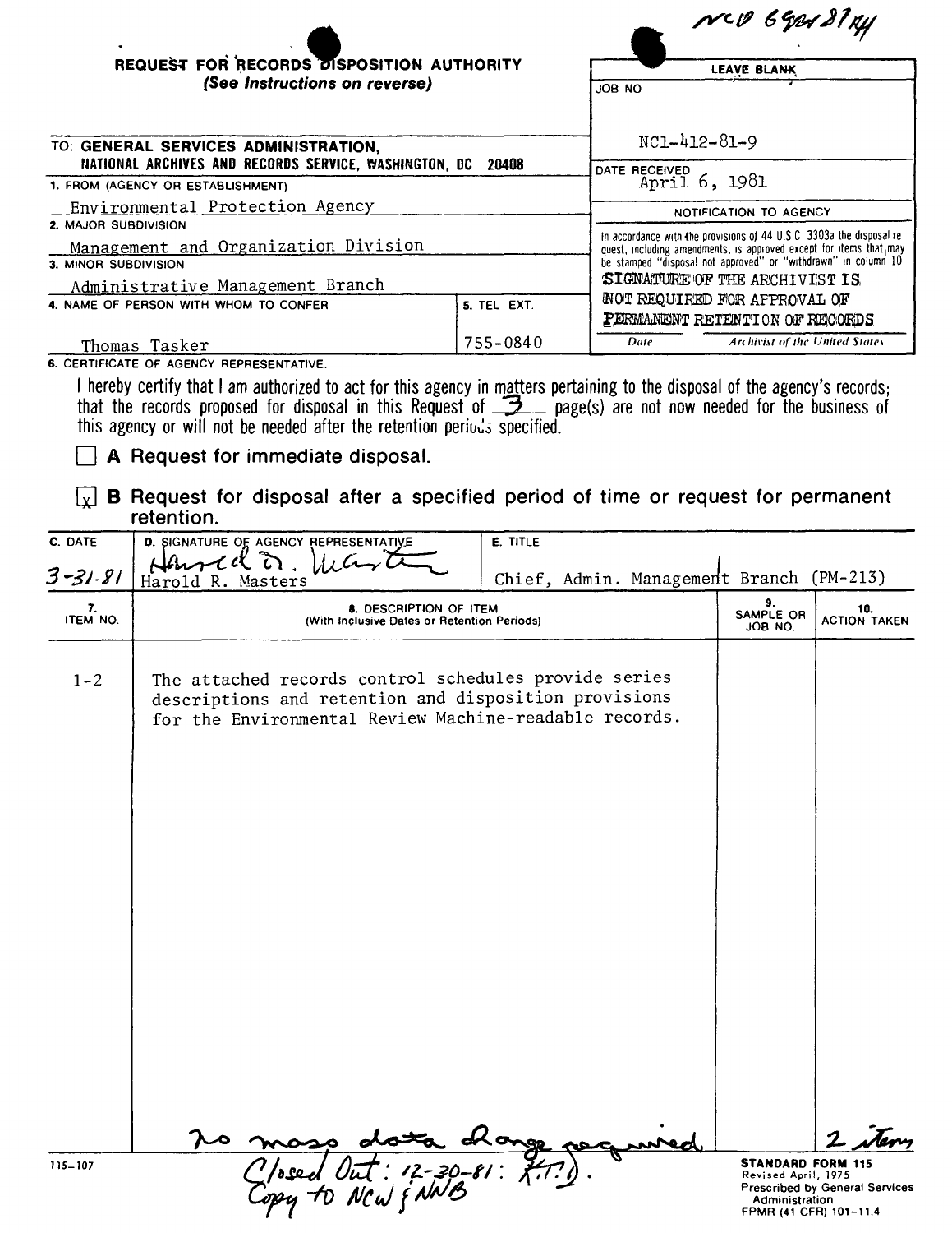NCD 69er 81 KH

## REQUEST FOR RECORDS DISPOSITION AUTHORITY
*(See Instructions on reverse)*

| | LEAVE BLANK |
|---|---|
| TO: **GENERAL SERVICES ADMINISTRATION, NATIONAL ARCHIVES AND RECORDS SERVICE, WASHINGTON, DC 20408** | JOB NO NC1-412-81-9 |
| 1. FROM (AGENCY OR ESTABLISHMENT) Environmental Protection Agency | DATE RECEIVED April 6, 1981 |
| 2. MAJOR SUBDIVISION Management and Organization Division | NOTIFICATION TO AGENCY |
| 3. MINOR SUBDIVISION Administrative Management Branch | In accordance with the provisions of 44 U.S.C. 3303a the disposal request, including amendments, is approved except for items that may be stamped "disposal not approved" or "withdrawn" in column 10. SIGNATURE OF THE ARCHIVIST IS NOT REQUIRED FOR APPROVAL OF PERMANENT RETENTION OF RECORDS |
| 4. NAME OF PERSON WITH WHOM TO CONFER Thomas Tasker — 5. TEL EXT. 755-0840 | Date — Archivist of the United States |

6. CERTIFICATE OF AGENCY REPRESENTATIVE.

I hereby certify that I am authorized to act for this agency in matters pertaining to the disposal of the agency's records; that the records proposed for disposal in this Request of 3 page(s) are not now needed for the business of this agency or will not be needed after the retention periods specified.

☐ **A** Request for immediate disposal.

☒ **B** Request for disposal after a specified period of time or request for permanent retention.

| C. DATE | D. SIGNATURE OF AGENCY REPRESENTATIVE | E. TITLE |
|---|---|---|
| 3-31-81 | Harold R. Masters | Chief, Admin. Management Branch (PM-213) |

| 7. ITEM NO. | 8. DESCRIPTION OF ITEM (With Inclusive Dates or Retention Periods) | 9. SAMPLE OR JOB NO. | 10. ACTION TAKEN |
|---|---|---|---|
| 1-2 | The attached records control schedules provide series descriptions and retention and disposition provisions for the Environmental Review Machine-readable records. | | |

no mass data change required — 2 items

Closed Out: 12-30-81: KTD.
Copy to NCW & NNB

115-107

**STANDARD FORM 115**
Revised April, 1975
Prescribed by General Services Administration
FPMR (41 CFR) 101-11.4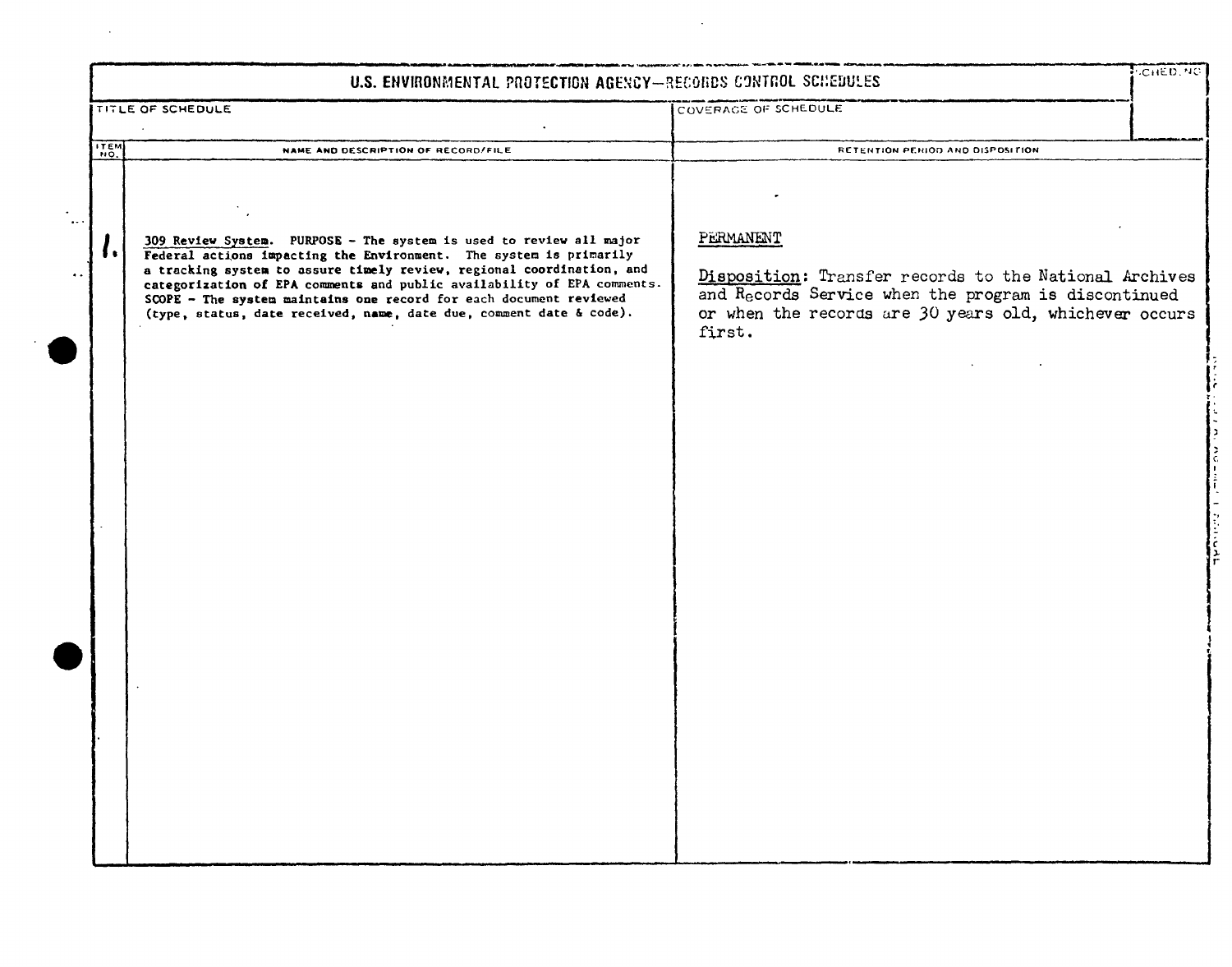# U.S. ENVIRONMENTAL PROTECTION AGENCY—RECORDS CONTROL SCHEDULES

| TITLE OF SCHEDULE | COVERAGE OF SCHEDULE | SCHED. NO. |
| --- | --- | --- |
| | | |

| ITEM NO. | NAME AND DESCRIPTION OF RECORD/FILE | RETENTION PERIOD AND DISPOSITION |
| --- | --- | --- |
| 1. | 309 Review System. PURPOSE - The system is used to review all major Federal actions impacting the Environment. The system is primarily a tracking system to assure timely review, regional coordination, and categorization of EPA comments and public availability of EPA comments. SCOPE - The system maintains one record for each document reviewed (type, status, date received, name, date due, comment date & code). | PERMANENT<br><br>Disposition: Transfer records to the National Archives and Records Service when the program is discontinued or when the records are 30 years old, whichever occurs first. |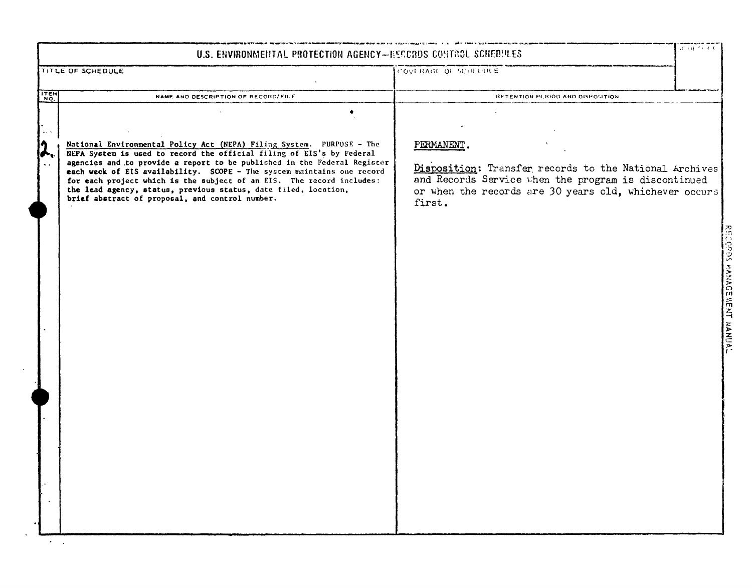# U.S. ENVIRONMENTAL PROTECTION AGENCY—RECORDS CONTROL SCHEDULES

| TITLE OF SCHEDULE | COVERAGE OF SCHEDULE |
|---|---|
| | |

| ITEM NO. | NAME AND DESCRIPTION OF RECORD/FILE | RETENTION PERIOD AND DISPOSITION |
|---|---|---|
| 2. | <u>National Environmental Policy Act (NEPA) Filing System</u>. PURPOSE - The NEPA System is used to record the official filing of EIS's by Federal agencies and to provide a report to be published in the Federal Register each week of EIS availability. SCOPE - The system maintains one record for each project which is the subject of an EIS. The record includes: the lead agency, status, previous status, date filed, location, brief abstract of proposal, and control number. | <u>PERMANENT</u>.<br><br><u>Disposition</u>: Transfer records to the National Archives and Records Service when the program is discontinued or when the records are 30 years old, whichever occurs first. |